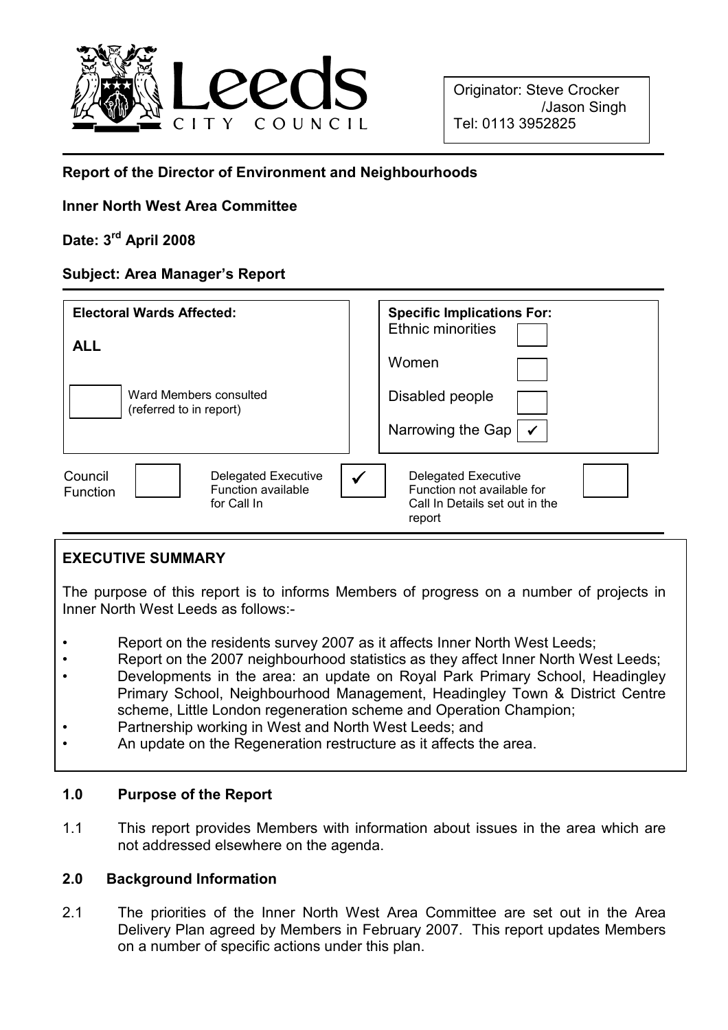Leeds CITY COUNCIL

Originator: Steve Crocker /Jason Singh
Tel: 0113 3952825

**Report of the Director of Environment and Neighbourhoods**

**Inner North West Area Committee**

**Date: 3rd April 2008**

**Subject: Area Manager's Report**

| **Electoral Wards Affected:** | **Specific Implications For:** | |
|---|---|---|
| **ALL** | Ethnic minorities | ☐ |
| | Women | ☐ |
| ☐ Ward Members consulted (referred to in report) | Disabled people | ☐ |
| | Narrowing the Gap | ✓ |

| Council Function | ☐ | Delegated Executive Function available for Call In | ✓ | Delegated Executive Function not available for Call In Details set out in the report | ☐ |
|---|---|---|---|---|---|

## EXECUTIVE SUMMARY

The purpose of this report is to informs Members of progress on a number of projects in Inner North West Leeds as follows:-

- Report on the residents survey 2007 as it affects Inner North West Leeds;
- Report on the 2007 neighbourhood statistics as they affect Inner North West Leeds;
- Developments in the area: an update on Royal Park Primary School, Headingley Primary School, Neighbourhood Management, Headingley Town & District Centre scheme, Little London regeneration scheme and Operation Champion;
- Partnership working in West and North West Leeds; and
- An update on the Regeneration restructure as it affects the area.

### 1.0 Purpose of the Report

1.1 This report provides Members with information about issues in the area which are not addressed elsewhere on the agenda.

### 2.0 Background Information

2.1 The priorities of the Inner North West Area Committee are set out in the Area Delivery Plan agreed by Members in February 2007. This report updates Members on a number of specific actions under this plan.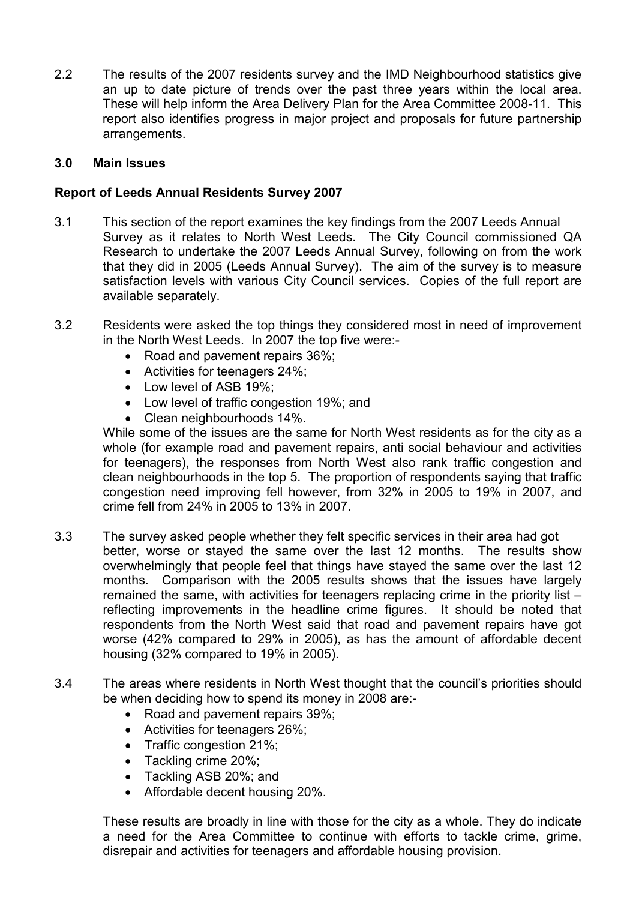2.2 The results of the 2007 residents survey and the IMD Neighbourhood statistics give an up to date picture of trends over the past three years within the local area. These will help inform the Area Delivery Plan for the Area Committee 2008-11. This report also identifies progress in major project and proposals for future partnership arrangements.

## 3.0 Main Issues

### Report of Leeds Annual Residents Survey 2007

3.1 This section of the report examines the key findings from the 2007 Leeds Annual Survey as it relates to North West Leeds. The City Council commissioned QA Research to undertake the 2007 Leeds Annual Survey, following on from the work that they did in 2005 (Leeds Annual Survey). The aim of the survey is to measure satisfaction levels with various City Council services. Copies of the full report are available separately.

3.2 Residents were asked the top things they considered most in need of improvement in the North West Leeds. In 2007 the top five were:-

- Road and pavement repairs 36%;
- Activities for teenagers 24%;
- Low level of ASB 19%;
- Low level of traffic congestion 19%; and
- Clean neighbourhoods 14%.

While some of the issues are the same for North West residents as for the city as a whole (for example road and pavement repairs, anti social behaviour and activities for teenagers), the responses from North West also rank traffic congestion and clean neighbourhoods in the top 5. The proportion of respondents saying that traffic congestion need improving fell however, from 32% in 2005 to 19% in 2007, and crime fell from 24% in 2005 to 13% in 2007.

3.3 The survey asked people whether they felt specific services in their area had got better, worse or stayed the same over the last 12 months. The results show overwhelmingly that people feel that things have stayed the same over the last 12 months. Comparison with the 2005 results shows that the issues have largely remained the same, with activities for teenagers replacing crime in the priority list – reflecting improvements in the headline crime figures. It should be noted that respondents from the North West said that road and pavement repairs have got worse (42% compared to 29% in 2005), as has the amount of affordable decent housing (32% compared to 19% in 2005).

3.4 The areas where residents in North West thought that the council's priorities should be when deciding how to spend its money in 2008 are:-

- Road and pavement repairs 39%;
- Activities for teenagers 26%;
- Traffic congestion 21%;
- Tackling crime 20%;
- Tackling ASB 20%; and
- Affordable decent housing 20%.

These results are broadly in line with those for the city as a whole. They do indicate a need for the Area Committee to continue with efforts to tackle crime, grime, disrepair and activities for teenagers and affordable housing provision.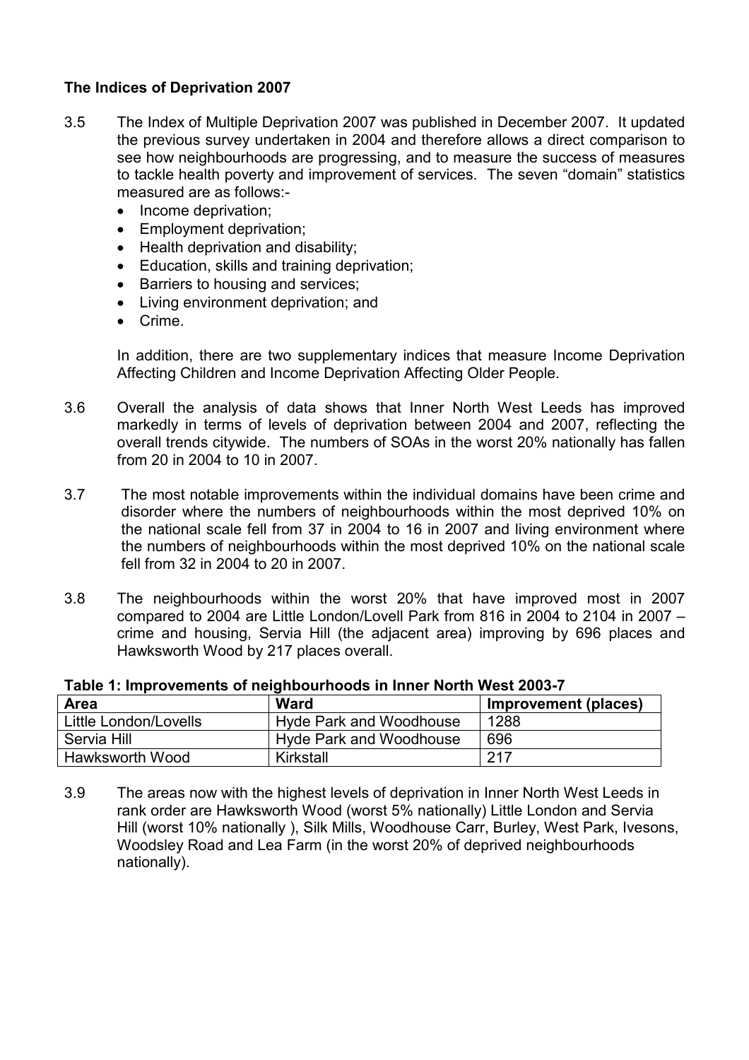**The Indices of Deprivation 2007**

3.5 The Index of Multiple Deprivation 2007 was published in December 2007. It updated the previous survey undertaken in 2004 and therefore allows a direct comparison to see how neighbourhoods are progressing, and to measure the success of measures to tackle health poverty and improvement of services. The seven "domain" statistics measured are as follows:-

- Income deprivation;
- Employment deprivation;
- Health deprivation and disability;
- Education, skills and training deprivation;
- Barriers to housing and services;
- Living environment deprivation; and
- Crime.

In addition, there are two supplementary indices that measure Income Deprivation Affecting Children and Income Deprivation Affecting Older People.

3.6 Overall the analysis of data shows that Inner North West Leeds has improved markedly in terms of levels of deprivation between 2004 and 2007, reflecting the overall trends citywide. The numbers of SOAs in the worst 20% nationally has fallen from 20 in 2004 to 10 in 2007.

3.7 The most notable improvements within the individual domains have been crime and disorder where the numbers of neighbourhoods within the most deprived 10% on the national scale fell from 37 in 2004 to 16 in 2007 and living environment where the numbers of neighbourhoods within the most deprived 10% on the national scale fell from 32 in 2004 to 20 in 2007.

3.8 The neighbourhoods within the worst 20% that have improved most in 2007 compared to 2004 are Little London/Lovell Park from 816 in 2004 to 2104 in 2007 – crime and housing, Servia Hill (the adjacent area) improving by 696 places and Hawksworth Wood by 217 places overall.

**Table 1: Improvements of neighbourhoods in Inner North West 2003-7**

| Area | Ward | Improvement (places) |
|---|---|---|
| Little London/Lovells | Hyde Park and Woodhouse | 1288 |
| Servia Hill | Hyde Park and Woodhouse | 696 |
| Hawksworth Wood | Kirkstall | 217 |

3.9 The areas now with the highest levels of deprivation in Inner North West Leeds in rank order are Hawksworth Wood (worst 5% nationally) Little London and Servia Hill (worst 10% nationally ), Silk Mills, Woodhouse Carr, Burley, West Park, Ivesons, Woodsley Road and Lea Farm (in the worst 20% of deprived neighbourhoods nationally).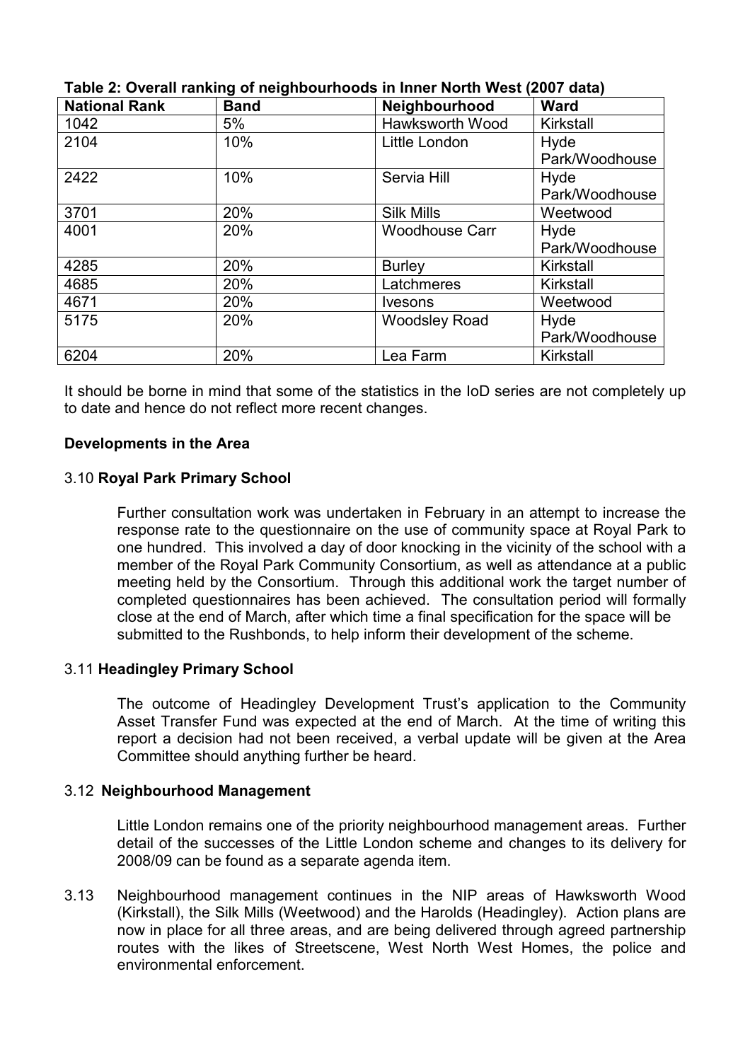**Table 2: Overall ranking of neighbourhoods in Inner North West (2007 data)**

| National Rank | Band | Neighbourhood | Ward |
|---|---|---|---|
| 1042 | 5% | Hawksworth Wood | Kirkstall |
| 2104 | 10% | Little London | Hyde Park/Woodhouse |
| 2422 | 10% | Servia Hill | Hyde Park/Woodhouse |
| 3701 | 20% | Silk Mills | Weetwood |
| 4001 | 20% | Woodhouse Carr | Hyde Park/Woodhouse |
| 4285 | 20% | Burley | Kirkstall |
| 4685 | 20% | Latchmeres | Kirkstall |
| 4671 | 20% | Ivesons | Weetwood |
| 5175 | 20% | Woodsley Road | Hyde Park/Woodhouse |
| 6204 | 20% | Lea Farm | Kirkstall |

It should be borne in mind that some of the statistics in the IoD series are not completely up to date and hence do not reflect more recent changes.

**Developments in the Area**

3.10 **Royal Park Primary School**

Further consultation work was undertaken in February in an attempt to increase the response rate to the questionnaire on the use of community space at Royal Park to one hundred. This involved a day of door knocking in the vicinity of the school with a member of the Royal Park Community Consortium, as well as attendance at a public meeting held by the Consortium. Through this additional work the target number of completed questionnaires has been achieved. The consultation period will formally close at the end of March, after which time a final specification for the space will be submitted to the Rushbonds, to help inform their development of the scheme.

3.11 **Headingley Primary School**

The outcome of Headingley Development Trust's application to the Community Asset Transfer Fund was expected at the end of March. At the time of writing this report a decision had not been received, a verbal update will be given at the Area Committee should anything further be heard.

3.12 **Neighbourhood Management**

Little London remains one of the priority neighbourhood management areas. Further detail of the successes of the Little London scheme and changes to its delivery for 2008/09 can be found as a separate agenda item.

3.13 Neighbourhood management continues in the NIP areas of Hawksworth Wood (Kirkstall), the Silk Mills (Weetwood) and the Harolds (Headingley). Action plans are now in place for all three areas, and are being delivered through agreed partnership routes with the likes of Streetscene, West North West Homes, the police and environmental enforcement.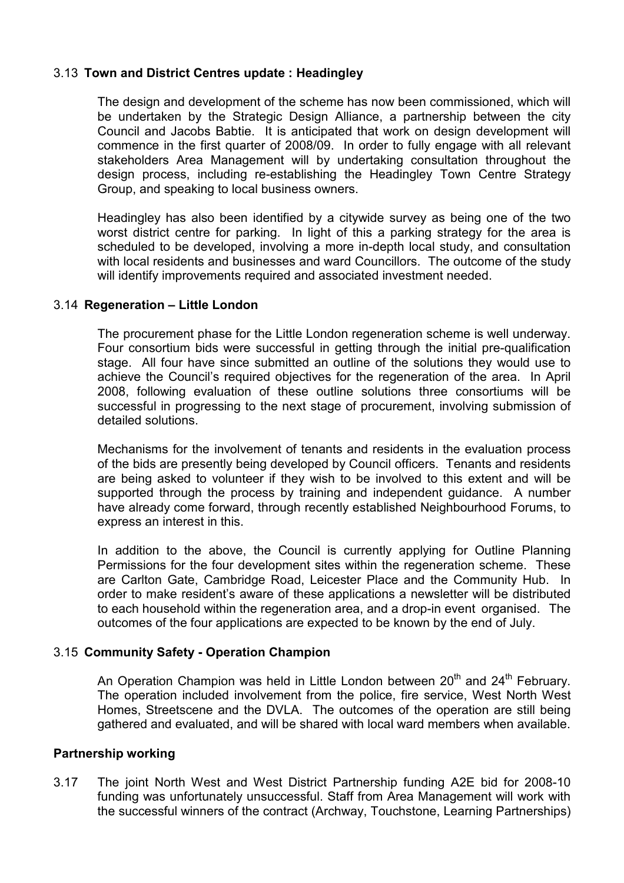### 3.13 **Town and District Centres update : Headingley**

The design and development of the scheme has now been commissioned, which will be undertaken by the Strategic Design Alliance, a partnership between the city Council and Jacobs Babtie. It is anticipated that work on design development will commence in the first quarter of 2008/09. In order to fully engage with all relevant stakeholders Area Management will by undertaking consultation throughout the design process, including re-establishing the Headingley Town Centre Strategy Group, and speaking to local business owners.

Headingley has also been identified by a citywide survey as being one of the two worst district centre for parking. In light of this a parking strategy for the area is scheduled to be developed, involving a more in-depth local study, and consultation with local residents and businesses and ward Councillors. The outcome of the study will identify improvements required and associated investment needed.

### 3.14 **Regeneration – Little London**

The procurement phase for the Little London regeneration scheme is well underway. Four consortium bids were successful in getting through the initial pre-qualification stage. All four have since submitted an outline of the solutions they would use to achieve the Council's required objectives for the regeneration of the area. In April 2008, following evaluation of these outline solutions three consortiums will be successful in progressing to the next stage of procurement, involving submission of detailed solutions.

Mechanisms for the involvement of tenants and residents in the evaluation process of the bids are presently being developed by Council officers. Tenants and residents are being asked to volunteer if they wish to be involved to this extent and will be supported through the process by training and independent guidance. A number have already come forward, through recently established Neighbourhood Forums, to express an interest in this.

In addition to the above, the Council is currently applying for Outline Planning Permissions for the four development sites within the regeneration scheme. These are Carlton Gate, Cambridge Road, Leicester Place and the Community Hub. In order to make resident's aware of these applications a newsletter will be distributed to each household within the regeneration area, and a drop-in event organised. The outcomes of the four applications are expected to be known by the end of July.

### 3.15 **Community Safety - Operation Champion**

An Operation Champion was held in Little London between 20th and 24th February. The operation included involvement from the police, fire service, West North West Homes, Streetscene and the DVLA. The outcomes of the operation are still being gathered and evaluated, and will be shared with local ward members when available.

### **Partnership working**

3.17 The joint North West and West District Partnership funding A2E bid for 2008-10 funding was unfortunately unsuccessful. Staff from Area Management will work with the successful winners of the contract (Archway, Touchstone, Learning Partnerships)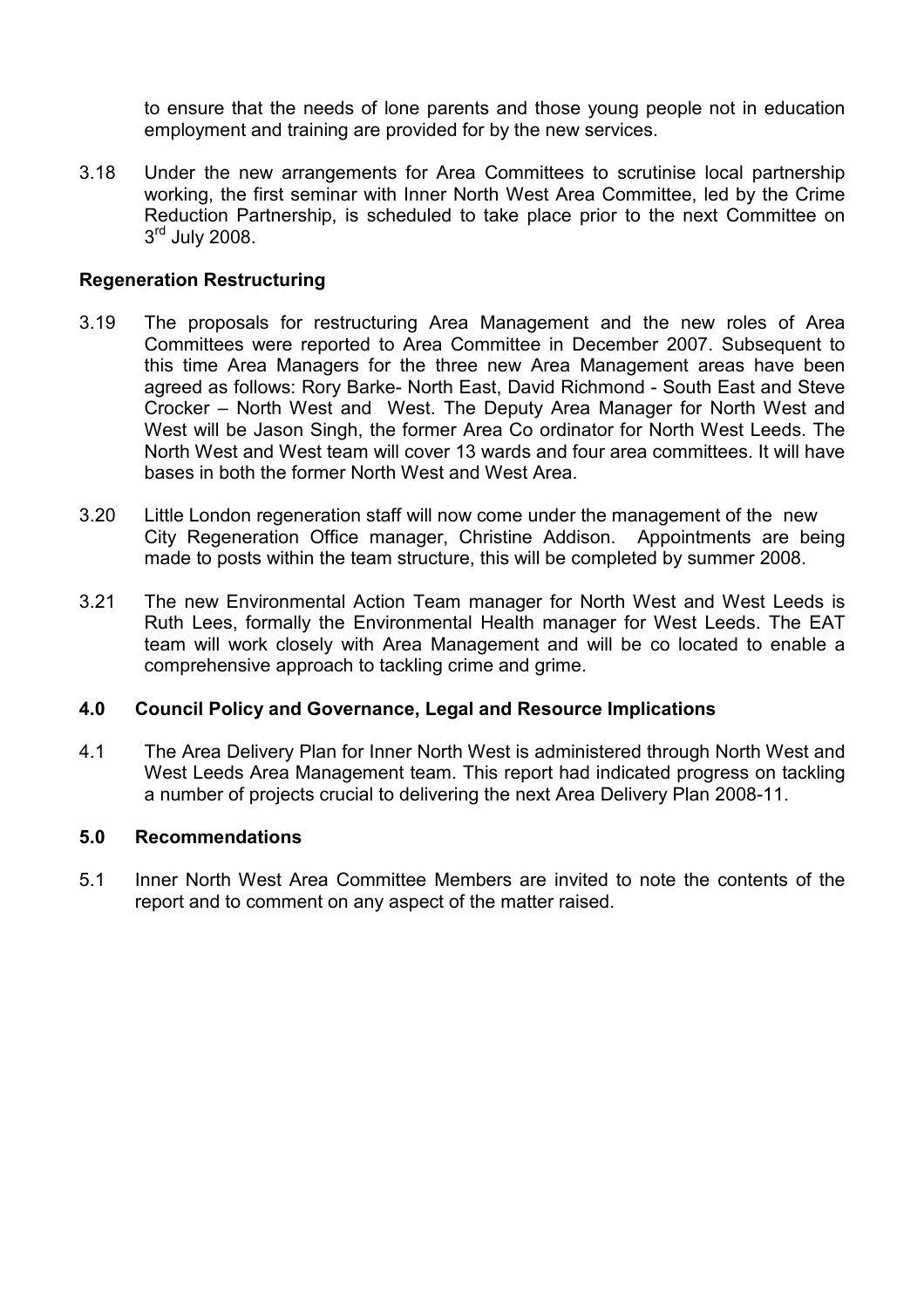to ensure that the needs of lone parents and those young people not in education employment and training are provided for by the new services.

3.18 Under the new arrangements for Area Committees to scrutinise local partnership working, the first seminar with Inner North West Area Committee, led by the Crime Reduction Partnership, is scheduled to take place prior to the next Committee on 3rd July 2008.

**Regeneration Restructuring**

3.19 The proposals for restructuring Area Management and the new roles of Area Committees were reported to Area Committee in December 2007. Subsequent to this time Area Managers for the three new Area Management areas have been agreed as follows: Rory Barke- North East, David Richmond - South East and Steve Crocker – North West and West. The Deputy Area Manager for North West and West will be Jason Singh, the former Area Co ordinator for North West Leeds. The North West and West team will cover 13 wards and four area committees. It will have bases in both the former North West and West Area.

3.20 Little London regeneration staff will now come under the management of the new City Regeneration Office manager, Christine Addison. Appointments are being made to posts within the team structure, this will be completed by summer 2008.

3.21 The new Environmental Action Team manager for North West and West Leeds is Ruth Lees, formally the Environmental Health manager for West Leeds. The EAT team will work closely with Area Management and will be co located to enable a comprehensive approach to tackling crime and grime.

### 4.0 Council Policy and Governance, Legal and Resource Implications

4.1 The Area Delivery Plan for Inner North West is administered through North West and West Leeds Area Management team. This report had indicated progress on tackling a number of projects crucial to delivering the next Area Delivery Plan 2008-11.

### 5.0 Recommendations

5.1 Inner North West Area Committee Members are invited to note the contents of the report and to comment on any aspect of the matter raised.